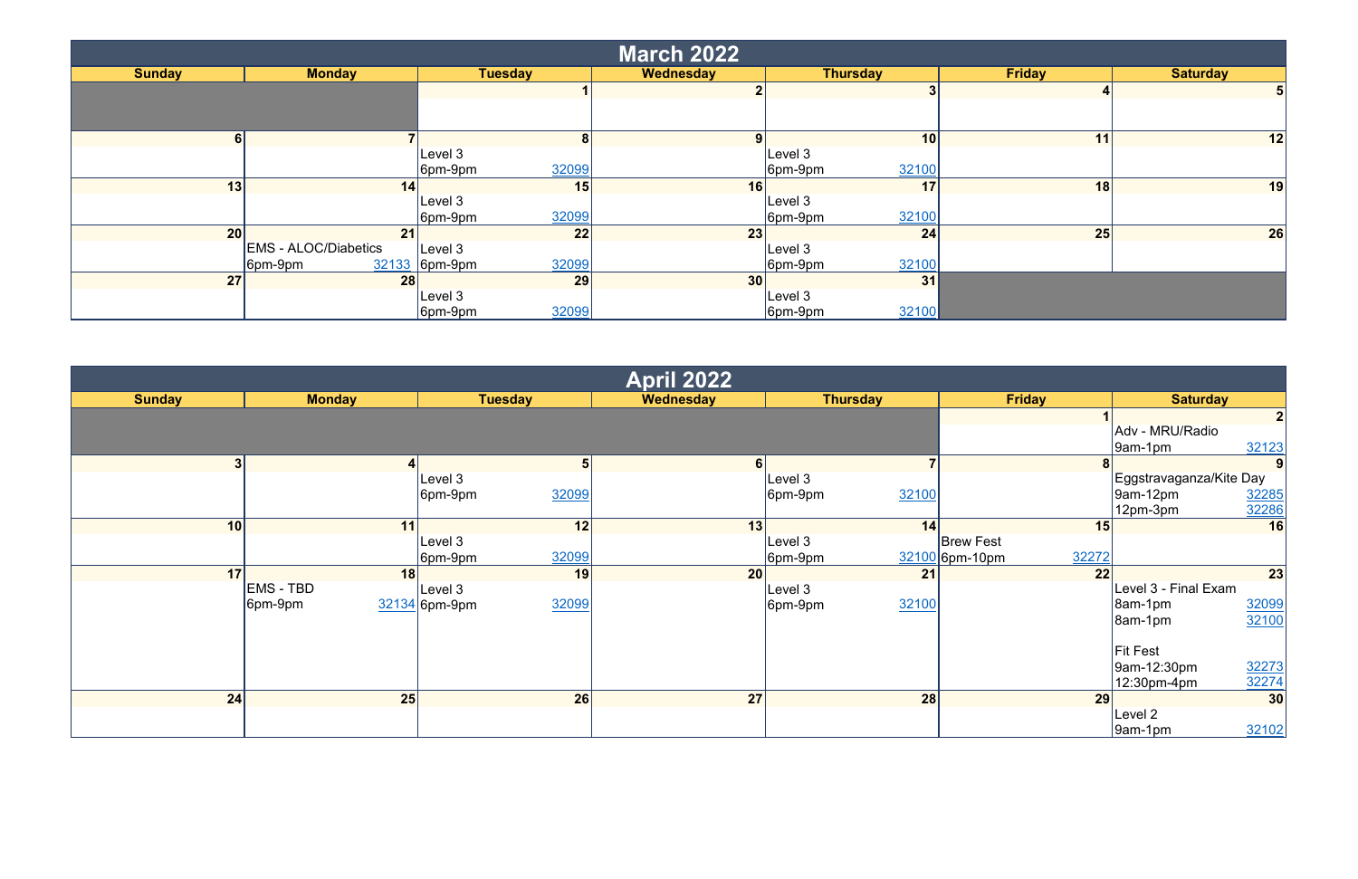## March 2022

| Sunday | Monday | Tuesday | Wednesday | Thursday | Friday | Saturday |
|---|---|---|---|---|---|---|
| | | 1 | 2 | 3 | 4 | 5 |
| 6 | 7 | 8<br>Level 3<br>6pm-9pm 32099 | 9 | 10<br>Level 3<br>6pm-9pm 32100 | 11 | 12 |
| 13 | 14 | 15<br>Level 3<br>6pm-9pm 32099 | 16 | 17<br>Level 3<br>6pm-9pm 32100 | 18 | 19 |
| 20 | 21<br>EMS - ALOC/Diabetics<br>6pm-9pm 32133 | 22<br>Level 3<br>6pm-9pm 32099 | 23 | 24<br>Level 3<br>6pm-9pm 32100 | 25 | 26 |
| 27 | 28 | 29<br>Level 3<br>6pm-9pm 32099 | 30 | 31<br>Level 3<br>6pm-9pm 32100 | | |

## April 2022

| Sunday | Monday | Tuesday | Wednesday | Thursday | Friday | Saturday |
|---|---|---|---|---|---|---|
| | | | | | 1 | 2<br>Adv - MRU/Radio<br>9am-1pm 32123 |
| 3 | 4 | 5<br>Level 3<br>6pm-9pm 32099 | 6 | 7<br>Level 3<br>6pm-9pm 32100 | 8 | 9<br>Eggstravaganza/Kite Day<br>9am-12pm 32285<br>12pm-3pm 32286 |
| 10 | 11 | 12<br>Level 3<br>6pm-9pm 32099 | 13 | 14<br>Level 3<br>6pm-9pm 32100 | 15<br>Brew Fest<br>6pm-10pm 32272 | 16 |
| 17 | 18<br>EMS - TBD<br>6pm-9pm 32134 | 19<br>Level 3<br>6pm-9pm 32099 | 20 | 21<br>Level 3<br>6pm-9pm 32100 | 22 | 23<br>Level 3 - Final Exam<br>8am-1pm 32099<br>8am-1pm 32100<br><br>Fit Fest<br>9am-12:30pm 32273<br>12:30pm-4pm 32274 |
| 24 | 25 | 26 | 27 | 28 | 29 | 30<br>Level 2<br>9am-1pm 32102 |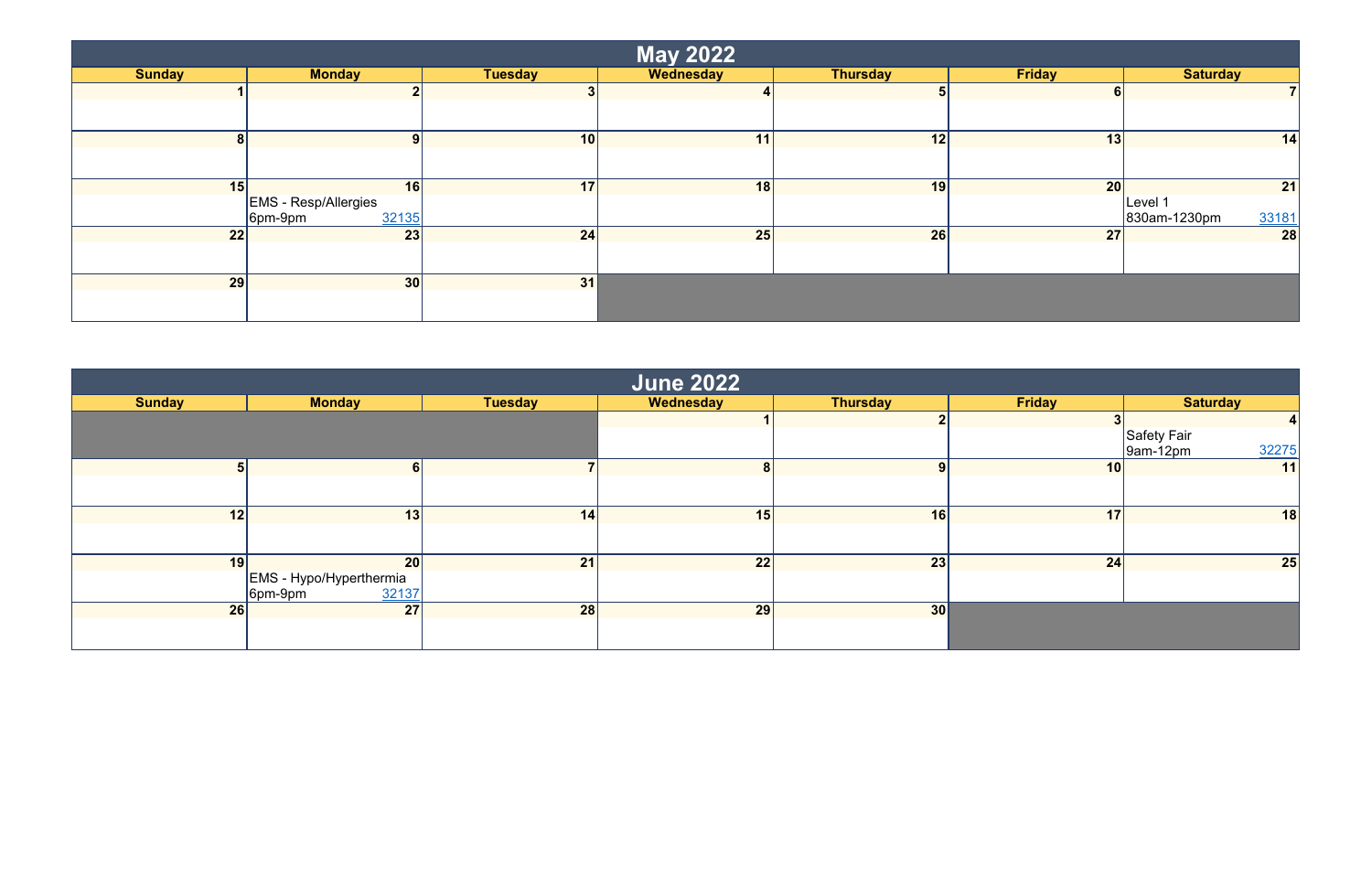## May 2022

| Sunday | Monday | Tuesday | Wednesday | Thursday | Friday | Saturday |
|---|---|---|---|---|---|---|
| 1 | 2 | 3 | 4 | 5 | 6 | 7 |
| 8 | 9 | 10 | 11 | 12 | 13 | 14 |
| 15 | 16<br>EMS - Resp/Allergies<br>6pm-9pm 32135 | 17 | 18 | 19 | 20 | 21<br>Level 1<br>830am-1230pm 33181 |
| 22 | 23 | 24 | 25 | 26 | 27 | 28 |
| 29 | 30 | 31 | | | | |

## June 2022

| Sunday | Monday | Tuesday | Wednesday | Thursday | Friday | Saturday |
|---|---|---|---|---|---|---|
| | | | 1 | 2 | 3 | 4<br>Safety Fair<br>9am-12pm 32275 |
| 5 | 6 | 7 | 8 | 9 | 10 | 11 |
| 12 | 13 | 14 | 15 | 16 | 17 | 18 |
| 19 | 20<br>EMS - Hypo/Hyperthermia<br>6pm-9pm 32137 | 21 | 22 | 23 | 24 | 25 |
| 26 | 27 | 28 | 29 | 30 | | |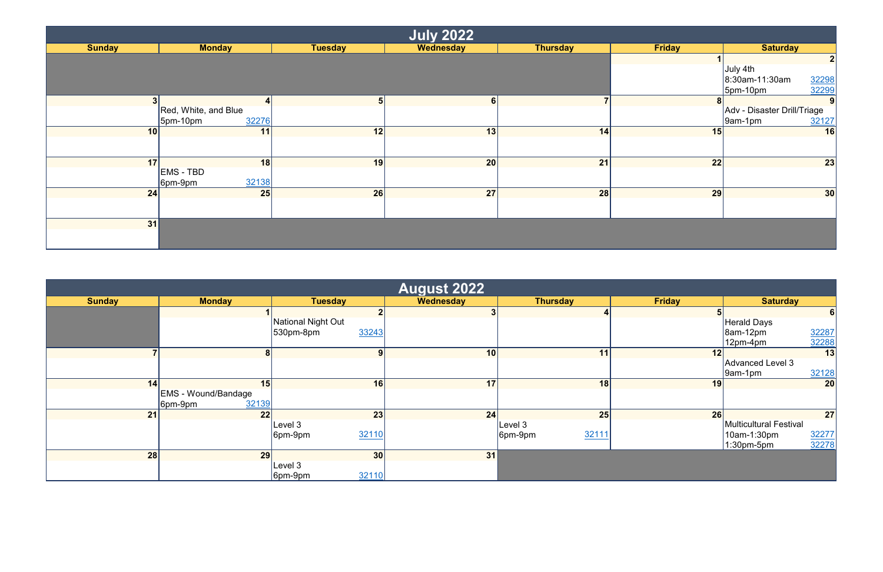## July 2022

| Sunday | Monday | Tuesday | Wednesday | Thursday | Friday | Saturday |
|---|---|---|---|---|---|---|
| | | | | | 1 | 2<br>July 4th<br>8:30am-11:30am 32298<br>5pm-10pm 32299 |
| 3 | 4<br>Red, White, and Blue<br>5pm-10pm 32276 | 5 | 6 | 7 | 8 | 9<br>Adv - Disaster Drill/Triage<br>9am-1pm 32127 |
| 10 | 11 | 12 | 13 | 14 | 15 | 16 |
| 17 | 18<br>EMS - TBD<br>6pm-9pm 32138 | 19 | 20 | 21 | 22 | 23 |
| 24 | 25 | 26 | 27 | 28 | 29 | 30 |
| 31 | | | | | | |

## August 2022

| Sunday | Monday | Tuesday | Wednesday | Thursday | Friday | Saturday |
|---|---|---|---|---|---|---|
| | 1 | 2<br>National Night Out<br>530pm-8pm 33243 | 3 | 4 | 5 | 6<br>Herald Days<br>8am-12pm 32287<br>12pm-4pm 32288 |
| 7 | 8 | 9 | 10 | 11 | 12 | 13<br>Advanced Level 3<br>9am-1pm 32128 |
| 14 | 15<br>EMS - Wound/Bandage<br>6pm-9pm 32139 | 16 | 17 | 18 | 19 | 20 |
| 21 | 22 | 23<br>Level 3<br>6pm-9pm 32110 | 24 | 25<br>Level 3<br>6pm-9pm 32111 | 26 | 27<br>Multicultural Festival<br>10am-1:30pm 32277<br>1:30pm-5pm 32278 |
| 28 | 29 | 30<br>Level 3<br>6pm-9pm 32110 | 31 | | | |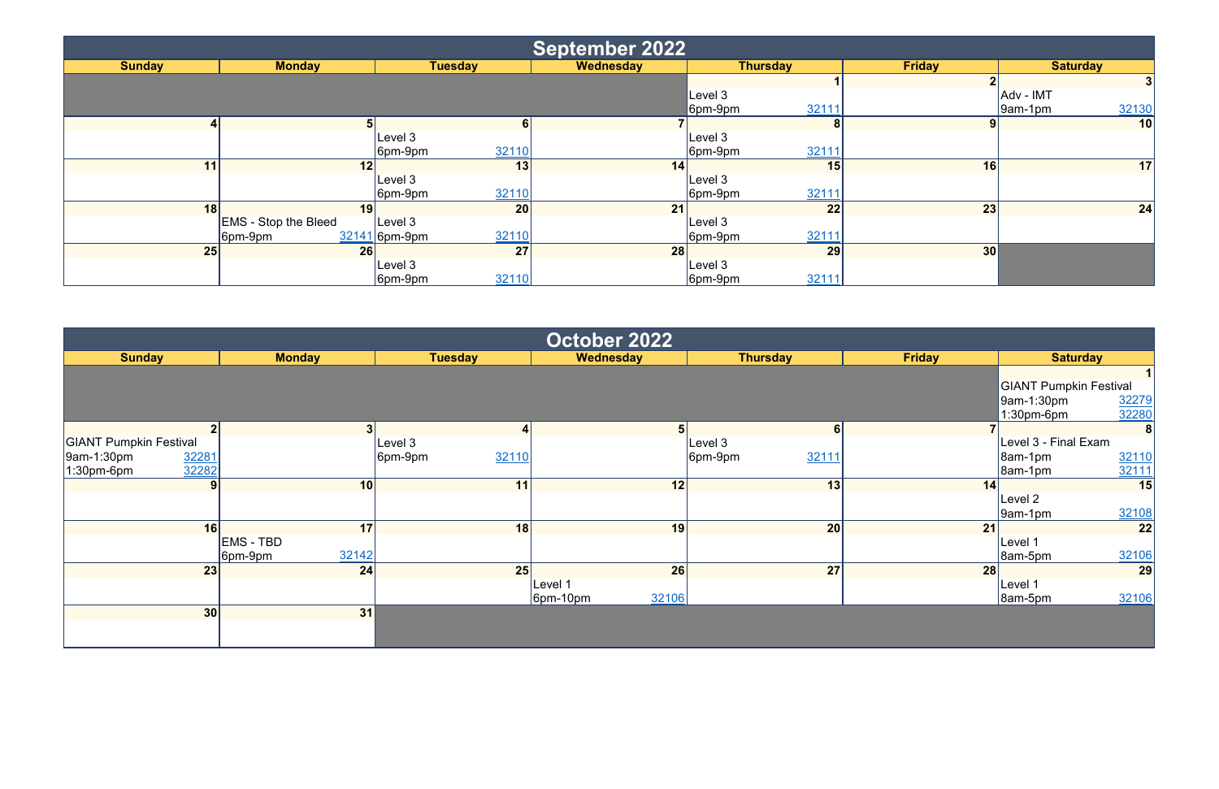# September 2022

| Sunday | Monday | Tuesday | Wednesday | Thursday | Friday | Saturday |
|---|---|---|---|---|---|---|
| | | | | **1**<br>Level 3<br>6pm-9pm 32111 | **2** | **3**<br>Adv - IMT<br>9am-1pm 32130 |
| **4** | **5** | **6**<br>Level 3<br>6pm-9pm 32110 | **7** | **8**<br>Level 3<br>6pm-9pm 32111 | **9** | **10** |
| **11** | **12** | **13**<br>Level 3<br>6pm-9pm 32110 | **14** | **15**<br>Level 3<br>6pm-9pm 32111 | **16** | **17** |
| **18** | **19**<br>EMS - Stop the Bleed<br>6pm-9pm 32141 | **20**<br>Level 3<br>6pm-9pm 32110 | **21** | **22**<br>Level 3<br>6pm-9pm 32111 | **23** | **24** |
| **25** | **26** | **27**<br>Level 3<br>6pm-9pm 32110 | **28** | **29**<br>Level 3<br>6pm-9pm 32111 | **30** | |

# October 2022

| Sunday | Monday | Tuesday | Wednesday | Thursday | Friday | Saturday |
|---|---|---|---|---|---|---|
| | | | | | | **1**<br>GIANT Pumpkin Festival<br>9am-1:30pm 32279<br>1:30pm-6pm 32280 |
| **2**<br>GIANT Pumpkin Festival<br>9am-1:30pm 32281<br>1:30pm-6pm 32282 | **3** | **4**<br>Level 3<br>6pm-9pm 32110 | **5** | **6**<br>Level 3<br>6pm-9pm 32111 | **7** | **8**<br>Level 3 - Final Exam<br>8am-1pm 32110<br>8am-1pm 32111 |
| **9** | **10** | **11** | **12** | **13** | **14** | **15**<br>Level 2<br>9am-1pm 32108 |
| **16** | **17**<br>EMS - TBD<br>6pm-9pm 32142 | **18** | **19** | **20** | **21** | **22**<br>Level 1<br>8am-5pm 32106 |
| **23** | **24** | **25** | **26**<br>Level 1<br>6pm-10pm 32106 | **27** | **28** | **29**<br>Level 1<br>8am-5pm 32106 |
| **30** | **31** | | | | | |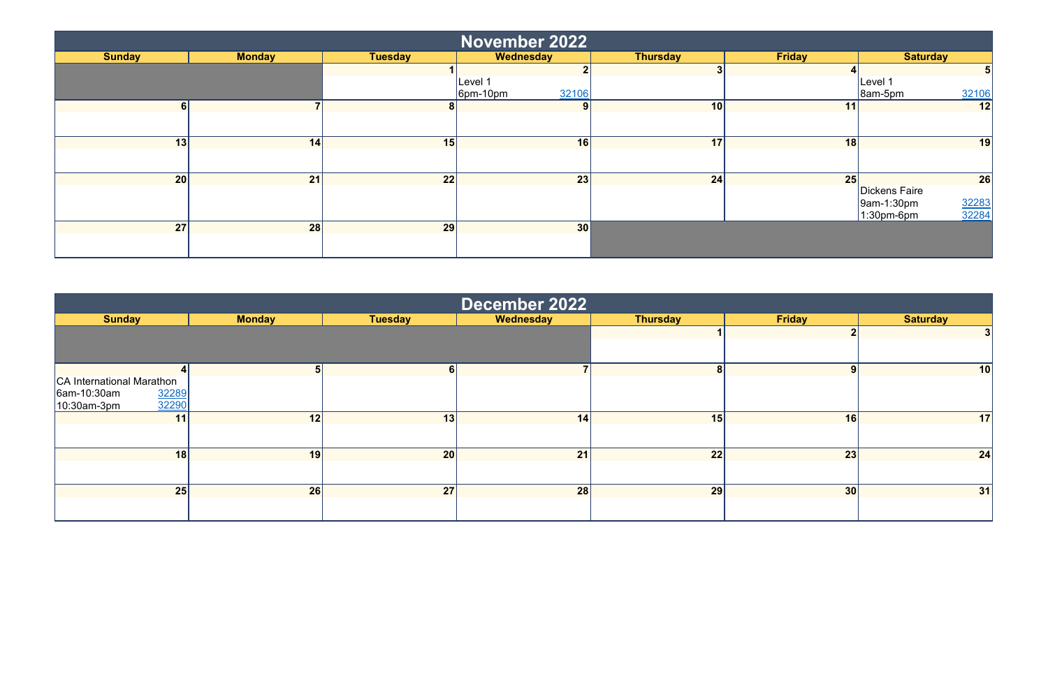## November 2022

| Sunday | Monday | Tuesday | Wednesday | Thursday | Friday | Saturday |
|---|---|---|---|---|---|---|
| | | 1 | 2 Level 1 6pm-10pm 32106 | 3 | 4 | 5 Level 1 8am-5pm 32106 |
| 6 | 7 | 8 | 9 | 10 | 11 | 12 |
| 13 | 14 | 15 | 16 | 17 | 18 | 19 |
| 20 | 21 | 22 | 23 | 24 | 25 | 26 Dickens Faire 9am-1:30pm 32283 1:30pm-6pm 32284 |
| 27 | 28 | 29 | 30 | | | |

## December 2022

| Sunday | Monday | Tuesday | Wednesday | Thursday | Friday | Saturday |
|---|---|---|---|---|---|---|
| | | | | 1 | 2 | 3 |
| 4 CA International Marathon 6am-10:30am 32289 10:30am-3pm 32290 | 5 | 6 | 7 | 8 | 9 | 10 |
| 11 | 12 | 13 | 14 | 15 | 16 | 17 |
| 18 | 19 | 20 | 21 | 22 | 23 | 24 |
| 25 | 26 | 27 | 28 | 29 | 30 | 31 |